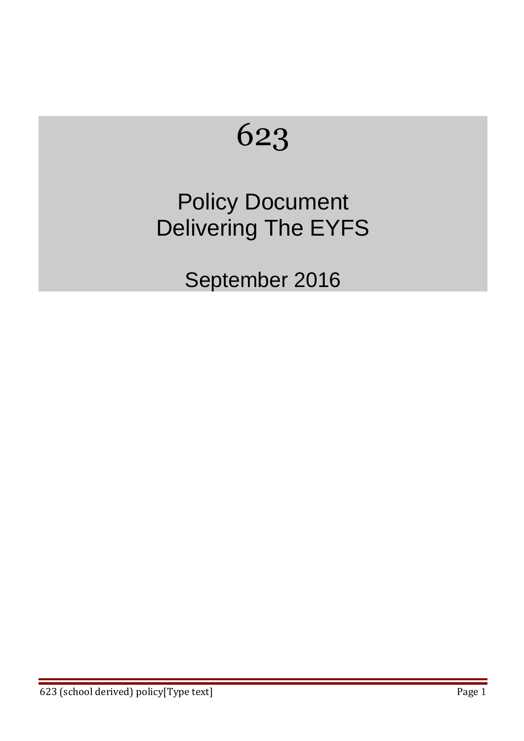# 623

## Policy Document
## Delivering The EYFS

September 2016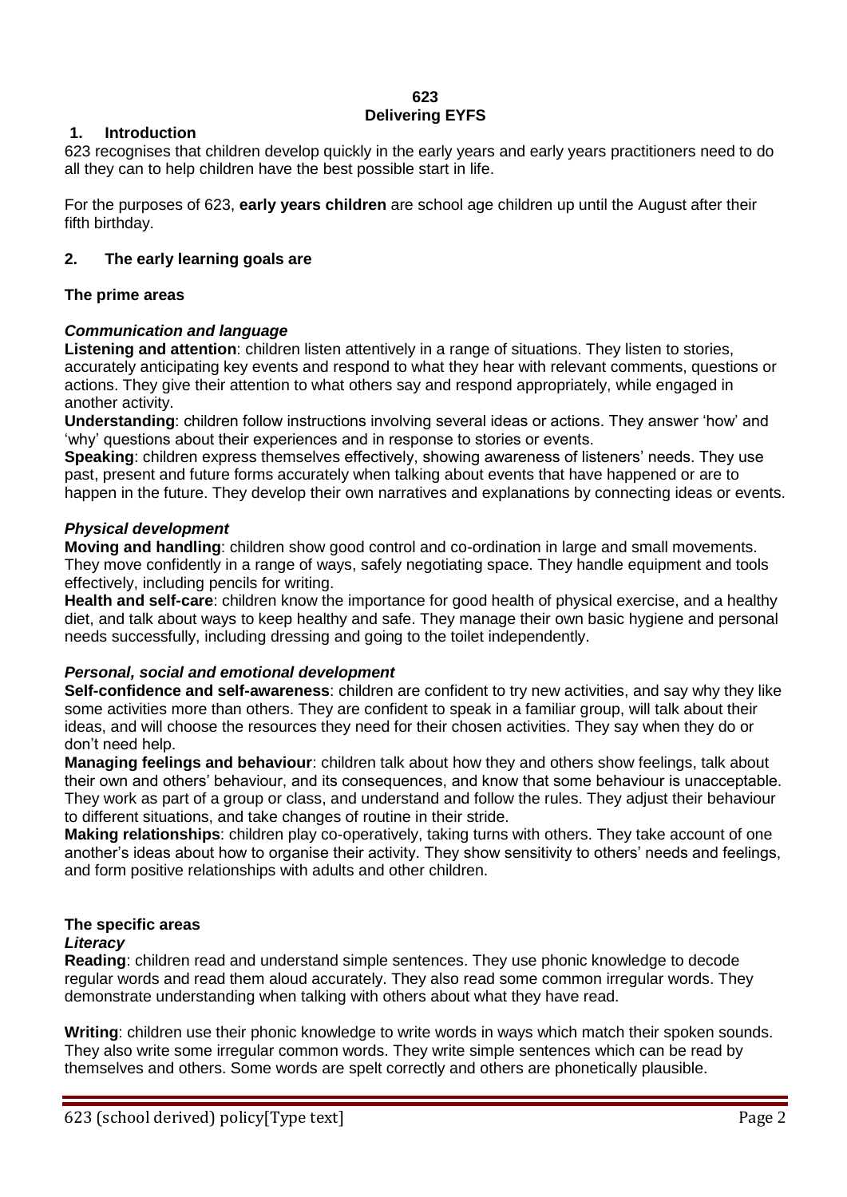**623**
**Delivering EYFS**

## 1. Introduction

623 recognises that children develop quickly in the early years and early years practitioners need to do all they can to help children have the best possible start in life.

For the purposes of 623, **early years children** are school age children up until the August after their fifth birthday.

## 2. The early learning goals are

### The prime areas

#### *Communication and language*

**Listening and attention**: children listen attentively in a range of situations. They listen to stories, accurately anticipating key events and respond to what they hear with relevant comments, questions or actions. They give their attention to what others say and respond appropriately, while engaged in another activity.

**Understanding**: children follow instructions involving several ideas or actions. They answer 'how' and 'why' questions about their experiences and in response to stories or events.

**Speaking**: children express themselves effectively, showing awareness of listeners' needs. They use past, present and future forms accurately when talking about events that have happened or are to happen in the future. They develop their own narratives and explanations by connecting ideas or events.

#### *Physical development*

**Moving and handling**: children show good control and co-ordination in large and small movements. They move confidently in a range of ways, safely negotiating space. They handle equipment and tools effectively, including pencils for writing.

**Health and self-care**: children know the importance for good health of physical exercise, and a healthy diet, and talk about ways to keep healthy and safe. They manage their own basic hygiene and personal needs successfully, including dressing and going to the toilet independently.

#### *Personal, social and emotional development*

**Self-confidence and self-awareness**: children are confident to try new activities, and say why they like some activities more than others. They are confident to speak in a familiar group, will talk about their ideas, and will choose the resources they need for their chosen activities. They say when they do or don't need help.

**Managing feelings and behaviour**: children talk about how they and others show feelings, talk about their own and others' behaviour, and its consequences, and know that some behaviour is unacceptable. They work as part of a group or class, and understand and follow the rules. They adjust their behaviour to different situations, and take changes of routine in their stride.

**Making relationships**: children play co-operatively, taking turns with others. They take account of one another's ideas about how to organise their activity. They show sensitivity to others' needs and feelings, and form positive relationships with adults and other children.

### The specific areas

#### *Literacy*

**Reading**: children read and understand simple sentences. They use phonic knowledge to decode regular words and read them aloud accurately. They also read some common irregular words. They demonstrate understanding when talking with others about what they have read.

**Writing**: children use their phonic knowledge to write words in ways which match their spoken sounds. They also write some irregular common words. They write simple sentences which can be read by themselves and others. Some words are spelt correctly and others are phonetically plausible.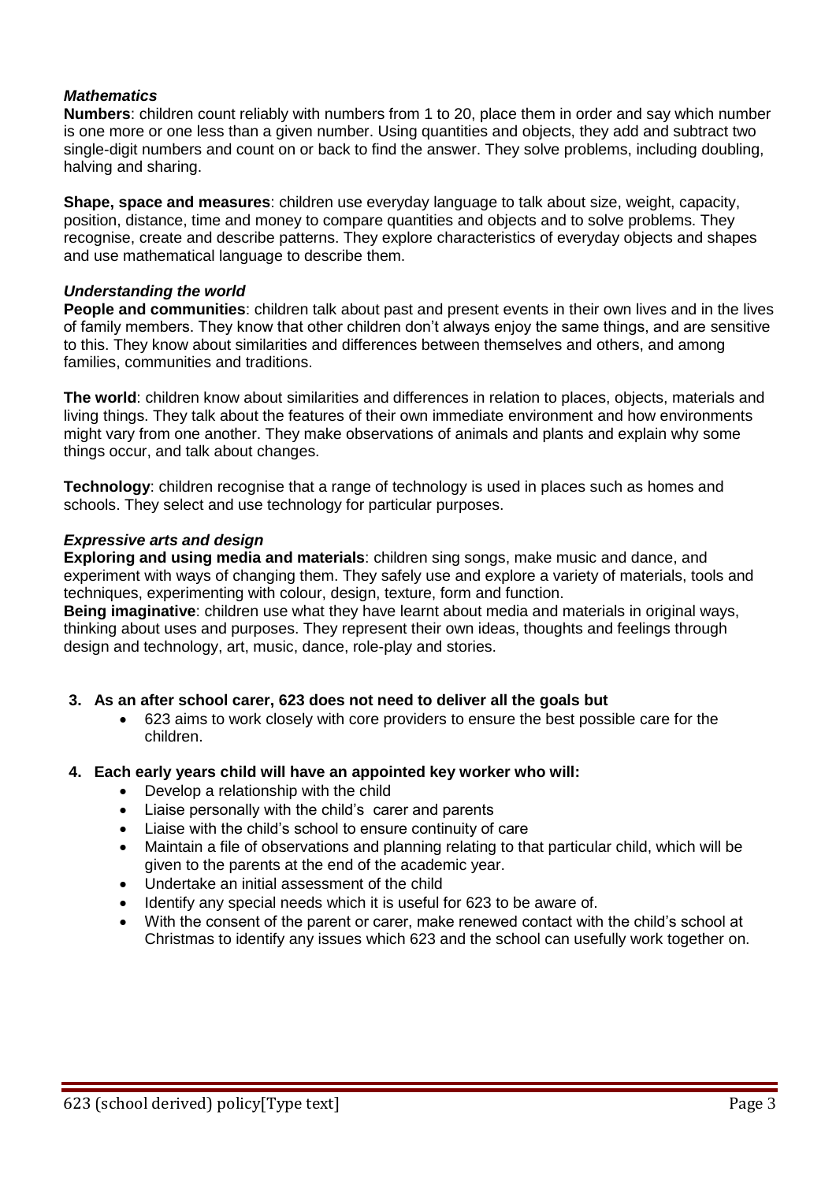***Mathematics***

**Numbers**: children count reliably with numbers from 1 to 20, place them in order and say which number is one more or one less than a given number. Using quantities and objects, they add and subtract two single-digit numbers and count on or back to find the answer. They solve problems, including doubling, halving and sharing.

**Shape, space and measures**: children use everyday language to talk about size, weight, capacity, position, distance, time and money to compare quantities and objects and to solve problems. They recognise, create and describe patterns. They explore characteristics of everyday objects and shapes and use mathematical language to describe them.

***Understanding the world***

**People and communities**: children talk about past and present events in their own lives and in the lives of family members. They know that other children don't always enjoy the same things, and are sensitive to this. They know about similarities and differences between themselves and others, and among families, communities and traditions.

**The world**: children know about similarities and differences in relation to places, objects, materials and living things. They talk about the features of their own immediate environment and how environments might vary from one another. They make observations of animals and plants and explain why some things occur, and talk about changes.

**Technology**: children recognise that a range of technology is used in places such as homes and schools. They select and use technology for particular purposes.

***Expressive arts and design***

**Exploring and using media and materials**: children sing songs, make music and dance, and experiment with ways of changing them. They safely use and explore a variety of materials, tools and techniques, experimenting with colour, design, texture, form and function.

**Being imaginative**: children use what they have learnt about media and materials in original ways, thinking about uses and purposes. They represent their own ideas, thoughts and feelings through design and technology, art, music, dance, role-play and stories.

**3. As an after school carer, 623 does not need to deliver all the goals but**

- 623 aims to work closely with core providers to ensure the best possible care for the children.

**4. Each early years child will have an appointed key worker who will:**

- Develop a relationship with the child
- Liaise personally with the child's carer and parents
- Liaise with the child's school to ensure continuity of care
- Maintain a file of observations and planning relating to that particular child, which will be given to the parents at the end of the academic year.
- Undertake an initial assessment of the child
- Identify any special needs which it is useful for 623 to be aware of.
- With the consent of the parent or carer, make renewed contact with the child's school at Christmas to identify any issues which 623 and the school can usefully work together on.